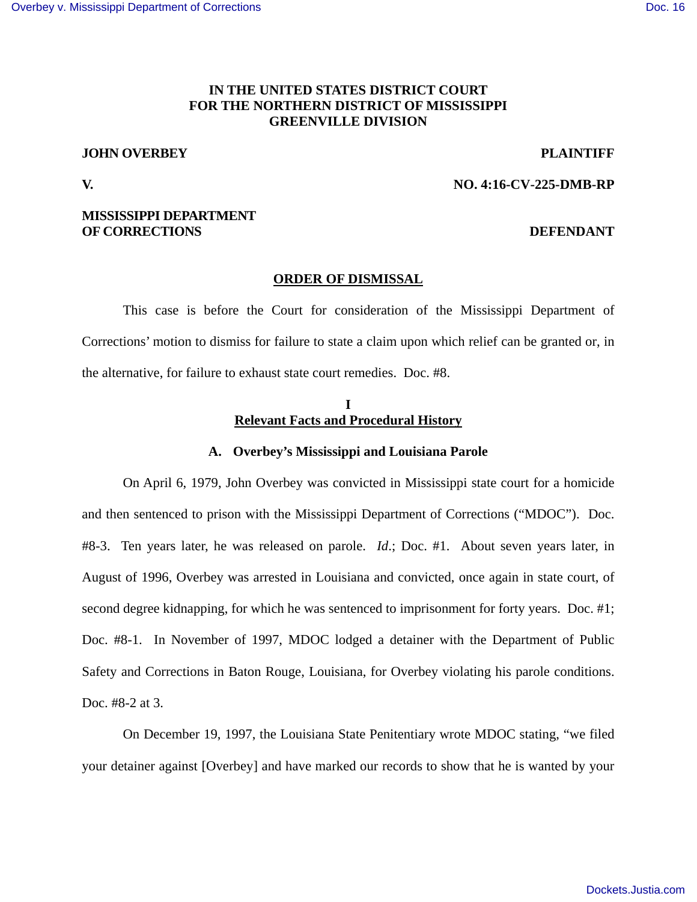**IN THE UNITED STATES DISTRICT COURT**
**FOR THE NORTHERN DISTRICT OF MISSISSIPPI**
**GREENVILLE DIVISION**

**JOHN OVERBEY** **PLAINTIFF**

**V.** **NO. 4:16-CV-225-DMB-RP**

**MISSISSIPPI DEPARTMENT OF CORRECTIONS** **DEFENDANT**

## ORDER OF DISMISSAL

This case is before the Court for consideration of the Mississippi Department of Corrections' motion to dismiss for failure to state a claim upon which relief can be granted or, in the alternative, for failure to exhaust state court remedies. Doc. #8.

## I
## Relevant Facts and Procedural History

### A. Overbey's Mississippi and Louisiana Parole

On April 6, 1979, John Overbey was convicted in Mississippi state court for a homicide and then sentenced to prison with the Mississippi Department of Corrections ("MDOC"). Doc. #8-3. Ten years later, he was released on parole. *Id*.; Doc. #1. About seven years later, in August of 1996, Overbey was arrested in Louisiana and convicted, once again in state court, of second degree kidnapping, for which he was sentenced to imprisonment for forty years. Doc. #1; Doc. #8-1. In November of 1997, MDOC lodged a detainer with the Department of Public Safety and Corrections in Baton Rouge, Louisiana, for Overbey violating his parole conditions. Doc. #8-2 at 3.

On December 19, 1997, the Louisiana State Penitentiary wrote MDOC stating, "we filed your detainer against [Overbey] and have marked our records to show that he is wanted by your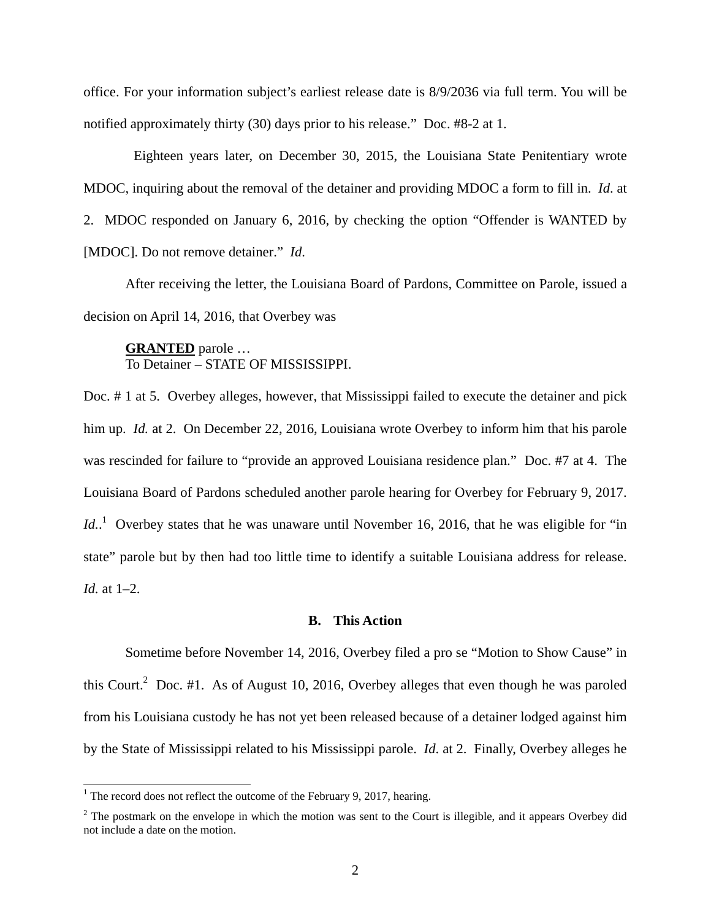office. For your information subject's earliest release date is 8/9/2036 via full term. You will be notified approximately thirty (30) days prior to his release." Doc. #8-2 at 1.

Eighteen years later, on December 30, 2015, the Louisiana State Penitentiary wrote MDOC, inquiring about the removal of the detainer and providing MDOC a form to fill in. *Id*. at 2. MDOC responded on January 6, 2016, by checking the option "Offender is WANTED by [MDOC]. Do not remove detainer." *Id.*

After receiving the letter, the Louisiana Board of Pardons, Committee on Parole, issued a decision on April 14, 2016, that Overbey was

> **GRANTED** parole …
> To Detainer – STATE OF MISSISSIPPI.

Doc. # 1 at 5. Overbey alleges, however, that Mississippi failed to execute the detainer and pick him up. *Id.* at 2. On December 22, 2016, Louisiana wrote Overbey to inform him that his parole was rescinded for failure to "provide an approved Louisiana residence plan." Doc. #7 at 4. The Louisiana Board of Pardons scheduled another parole hearing for Overbey for February 9, 2017. *Id.*.[1] Overbey states that he was unaware until November 16, 2016, that he was eligible for "in state" parole but by then had too little time to identify a suitable Louisiana address for release. *Id.* at 1–2.

### B. This Action

Sometime before November 14, 2016, Overbey filed a pro se "Motion to Show Cause" in this Court.[2] Doc. #1. As of August 10, 2016, Overbey alleges that even though he was paroled from his Louisiana custody he has not yet been released because of a detainer lodged against him by the State of Mississippi related to his Mississippi parole. *Id*. at 2. Finally, Overbey alleges he

[1] The record does not reflect the outcome of the February 9, 2017, hearing.

[2] The postmark on the envelope in which the motion was sent to the Court is illegible, and it appears Overbey did not include a date on the motion.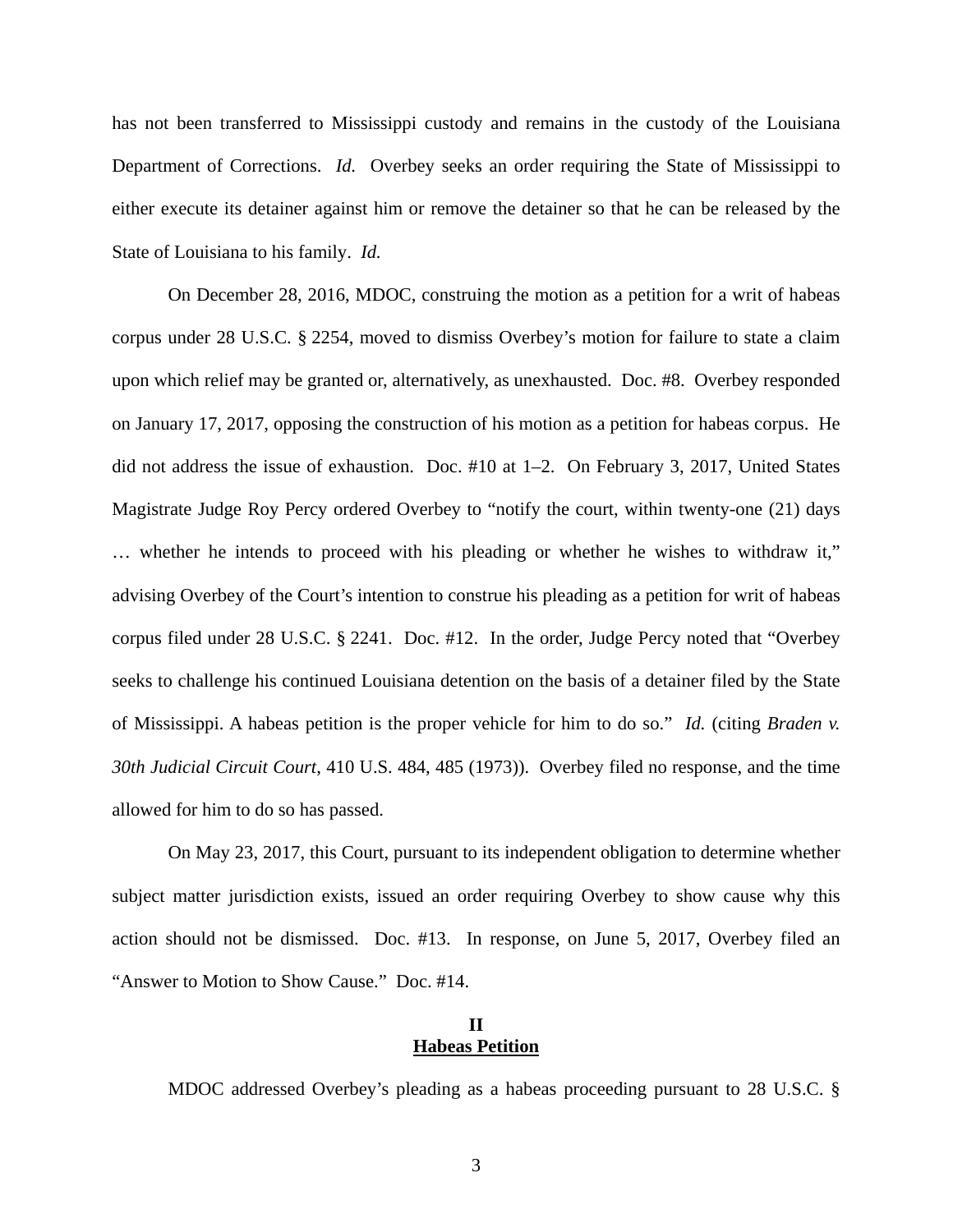has not been transferred to Mississippi custody and remains in the custody of the Louisiana Department of Corrections. *Id.* Overbey seeks an order requiring the State of Mississippi to either execute its detainer against him or remove the detainer so that he can be released by the State of Louisiana to his family. *Id.*

On December 28, 2016, MDOC, construing the motion as a petition for a writ of habeas corpus under 28 U.S.C. § 2254, moved to dismiss Overbey's motion for failure to state a claim upon which relief may be granted or, alternatively, as unexhausted. Doc. #8. Overbey responded on January 17, 2017, opposing the construction of his motion as a petition for habeas corpus. He did not address the issue of exhaustion. Doc. #10 at 1–2. On February 3, 2017, United States Magistrate Judge Roy Percy ordered Overbey to "notify the court, within twenty-one (21) days … whether he intends to proceed with his pleading or whether he wishes to withdraw it," advising Overbey of the Court's intention to construe his pleading as a petition for writ of habeas corpus filed under 28 U.S.C. § 2241. Doc. #12. In the order, Judge Percy noted that "Overbey seeks to challenge his continued Louisiana detention on the basis of a detainer filed by the State of Mississippi. A habeas petition is the proper vehicle for him to do so." *Id.* (citing *Braden v. 30th Judicial Circuit Court*, 410 U.S. 484, 485 (1973)). Overbey filed no response, and the time allowed for him to do so has passed.

On May 23, 2017, this Court, pursuant to its independent obligation to determine whether subject matter jurisdiction exists, issued an order requiring Overbey to show cause why this action should not be dismissed. Doc. #13. In response, on June 5, 2017, Overbey filed an "Answer to Motion to Show Cause." Doc. #14.

## II
## Habeas Petition

MDOC addressed Overbey's pleading as a habeas proceeding pursuant to 28 U.S.C. §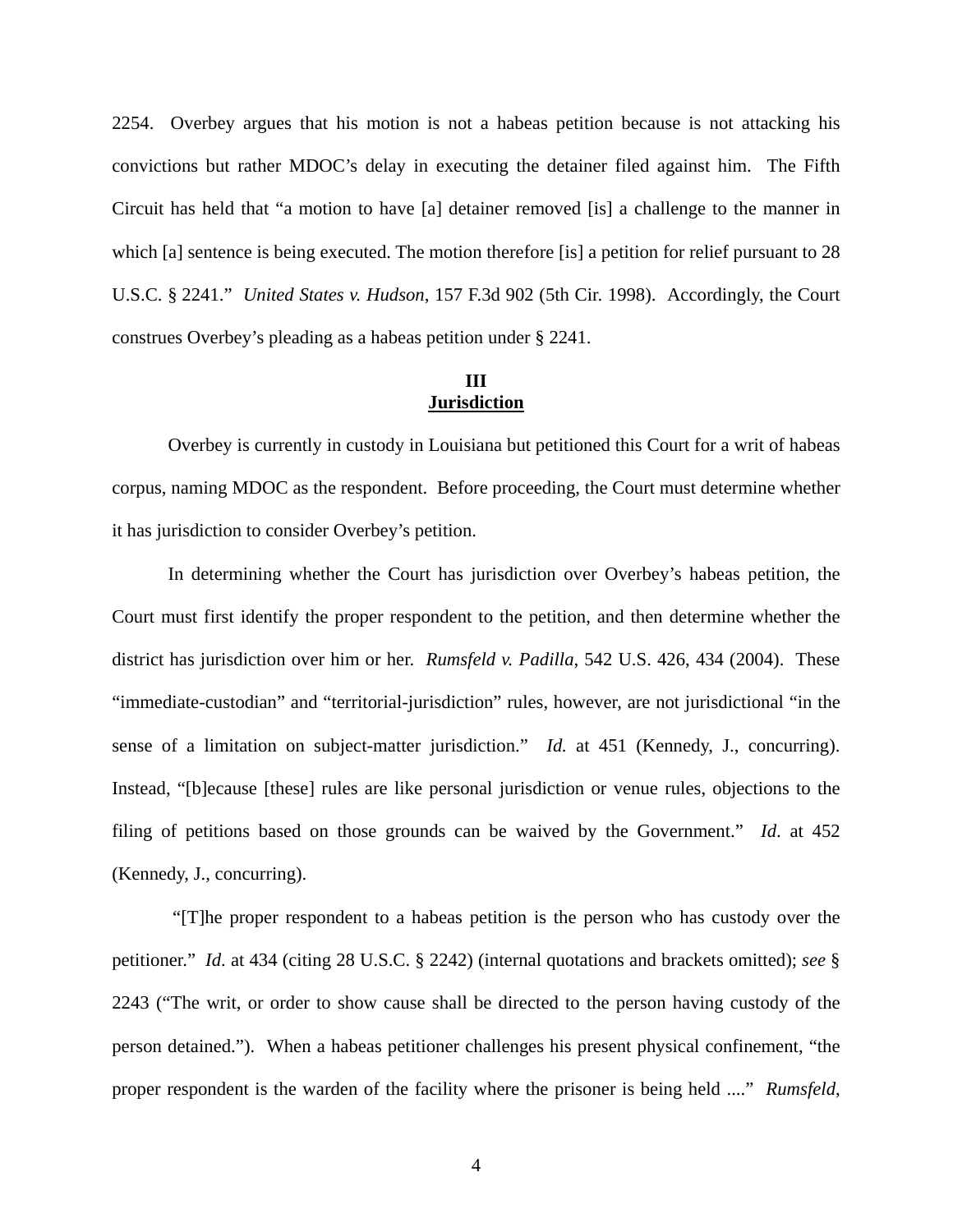2254. Overbey argues that his motion is not a habeas petition because is not attacking his convictions but rather MDOC's delay in executing the detainer filed against him. The Fifth Circuit has held that "a motion to have [a] detainer removed [is] a challenge to the manner in which [a] sentence is being executed. The motion therefore [is] a petition for relief pursuant to 28 U.S.C. § 2241." *United States v. Hudson*, 157 F.3d 902 (5th Cir. 1998). Accordingly, the Court construes Overbey's pleading as a habeas petition under § 2241.

## III
## Jurisdiction

Overbey is currently in custody in Louisiana but petitioned this Court for a writ of habeas corpus, naming MDOC as the respondent. Before proceeding, the Court must determine whether it has jurisdiction to consider Overbey's petition.

In determining whether the Court has jurisdiction over Overbey's habeas petition, the Court must first identify the proper respondent to the petition, and then determine whether the district has jurisdiction over him or her. *Rumsfeld v. Padilla*, 542 U.S. 426, 434 (2004). These "immediate-custodian" and "territorial-jurisdiction" rules, however, are not jurisdictional "in the sense of a limitation on subject-matter jurisdiction." *Id.* at 451 (Kennedy, J., concurring). Instead, "[b]ecause [these] rules are like personal jurisdiction or venue rules, objections to the filing of petitions based on those grounds can be waived by the Government." *Id*. at 452 (Kennedy, J., concurring).

"[T]he proper respondent to a habeas petition is the person who has custody over the petitioner." *Id*. at 434 (citing 28 U.S.C. § 2242) (internal quotations and brackets omitted); *see* § 2243 ("The writ, or order to show cause shall be directed to the person having custody of the person detained."). When a habeas petitioner challenges his present physical confinement, "the proper respondent is the warden of the facility where the prisoner is being held ...." *Rumsfeld*,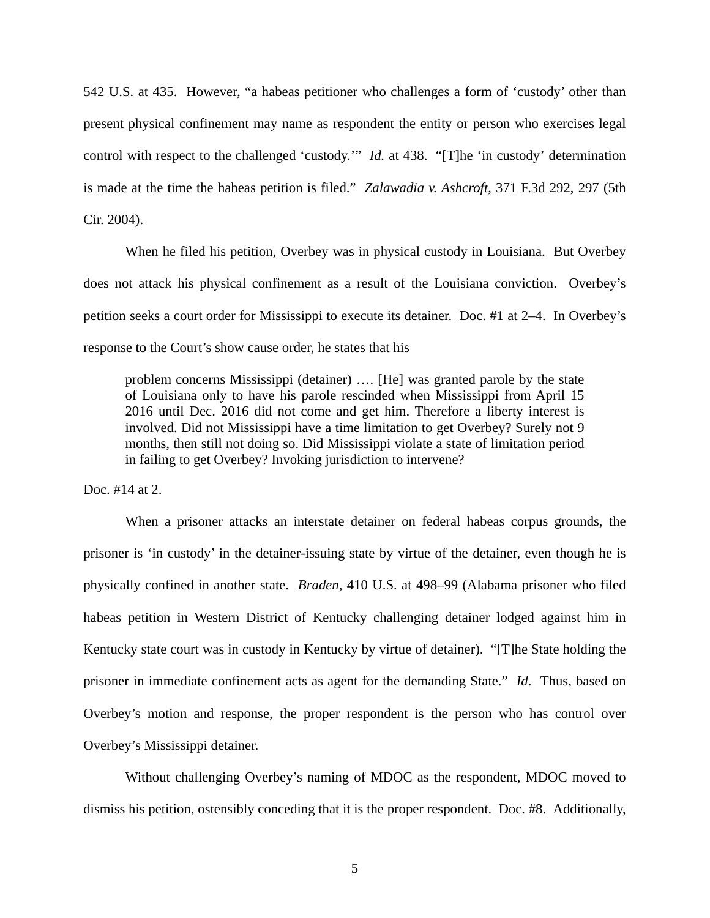542 U.S. at 435. However, "a habeas petitioner who challenges a form of 'custody' other than present physical confinement may name as respondent the entity or person who exercises legal control with respect to the challenged 'custody.'" *Id.* at 438. "[T]he 'in custody' determination is made at the time the habeas petition is filed." *Zalawadia v. Ashcroft*, 371 F.3d 292, 297 (5th Cir. 2004).

When he filed his petition, Overbey was in physical custody in Louisiana. But Overbey does not attack his physical confinement as a result of the Louisiana conviction. Overbey's petition seeks a court order for Mississippi to execute its detainer. Doc. #1 at 2–4. In Overbey's response to the Court's show cause order, he states that his

> problem concerns Mississippi (detainer) …. [He] was granted parole by the state of Louisiana only to have his parole rescinded when Mississippi from April 15 2016 until Dec. 2016 did not come and get him. Therefore a liberty interest is involved. Did not Mississippi have a time limitation to get Overbey? Surely not 9 months, then still not doing so. Did Mississippi violate a state of limitation period in failing to get Overbey? Invoking jurisdiction to intervene?

Doc. #14 at 2.

When a prisoner attacks an interstate detainer on federal habeas corpus grounds, the prisoner is 'in custody' in the detainer-issuing state by virtue of the detainer, even though he is physically confined in another state. *Braden*, 410 U.S. at 498–99 (Alabama prisoner who filed habeas petition in Western District of Kentucky challenging detainer lodged against him in Kentucky state court was in custody in Kentucky by virtue of detainer). "[T]he State holding the prisoner in immediate confinement acts as agent for the demanding State." *Id*. Thus, based on Overbey's motion and response, the proper respondent is the person who has control over Overbey's Mississippi detainer.

Without challenging Overbey's naming of MDOC as the respondent, MDOC moved to dismiss his petition, ostensibly conceding that it is the proper respondent. Doc. #8. Additionally,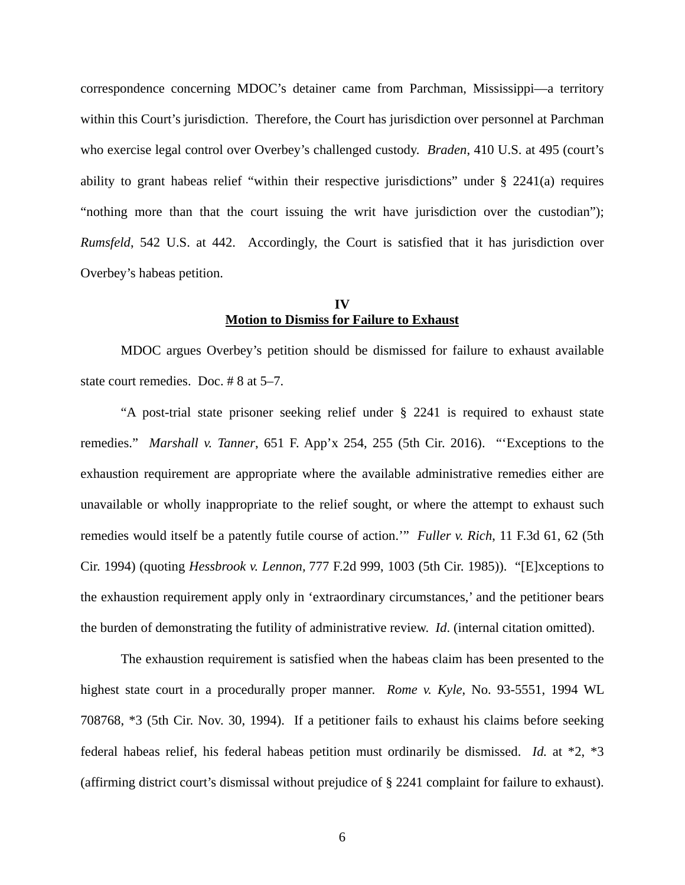correspondence concerning MDOC's detainer came from Parchman, Mississippi—a territory within this Court's jurisdiction. Therefore, the Court has jurisdiction over personnel at Parchman who exercise legal control over Overbey's challenged custody. *Braden*, 410 U.S. at 495 (court's ability to grant habeas relief "within their respective jurisdictions" under § 2241(a) requires "nothing more than that the court issuing the writ have jurisdiction over the custodian"); *Rumsfeld*, 542 U.S. at 442. Accordingly, the Court is satisfied that it has jurisdiction over Overbey's habeas petition.

## IV
## Motion to Dismiss for Failure to Exhaust

MDOC argues Overbey's petition should be dismissed for failure to exhaust available state court remedies. Doc. # 8 at 5–7.

"A post-trial state prisoner seeking relief under § 2241 is required to exhaust state remedies." *Marshall v. Tanner*, 651 F. App'x 254, 255 (5th Cir. 2016). "'Exceptions to the exhaustion requirement are appropriate where the available administrative remedies either are unavailable or wholly inappropriate to the relief sought, or where the attempt to exhaust such remedies would itself be a patently futile course of action.'" *Fuller v. Rich*, 11 F.3d 61, 62 (5th Cir. 1994) (quoting *Hessbrook v. Lennon*, 777 F.2d 999, 1003 (5th Cir. 1985)). "[E]xceptions to the exhaustion requirement apply only in 'extraordinary circumstances,' and the petitioner bears the burden of demonstrating the futility of administrative review. *Id*. (internal citation omitted).

The exhaustion requirement is satisfied when the habeas claim has been presented to the highest state court in a procedurally proper manner. *Rome v. Kyle*, No. 93-5551, 1994 WL 708768, \*3 (5th Cir. Nov. 30, 1994). If a petitioner fails to exhaust his claims before seeking federal habeas relief, his federal habeas petition must ordinarily be dismissed. *Id.* at \*2, \*3 (affirming district court's dismissal without prejudice of § 2241 complaint for failure to exhaust).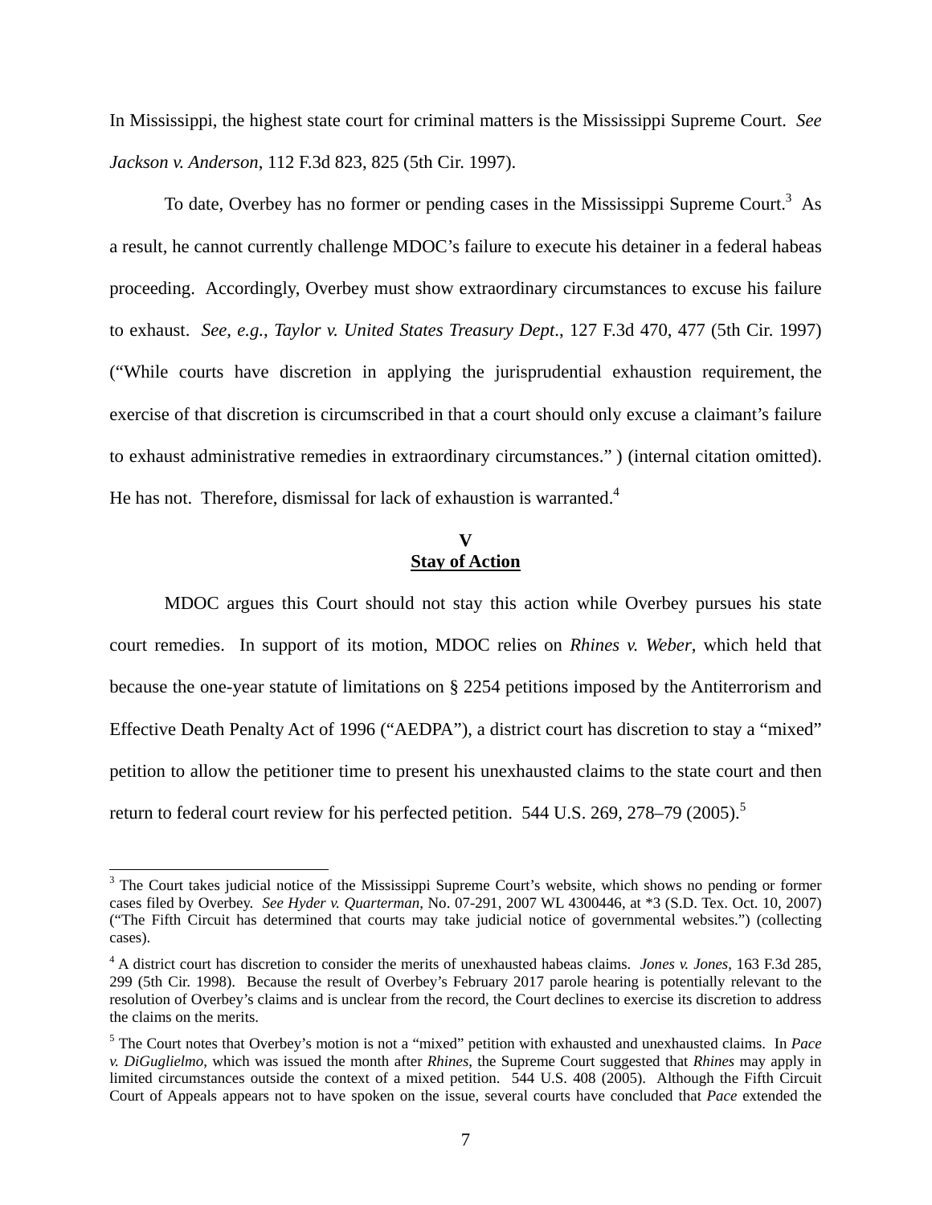In Mississippi, the highest state court for criminal matters is the Mississippi Supreme Court. *See Jackson v. Anderson*, 112 F.3d 823, 825 (5th Cir. 1997).

To date, Overbey has no former or pending cases in the Mississippi Supreme Court.[3] As a result, he cannot currently challenge MDOC's failure to execute his detainer in a federal habeas proceeding. Accordingly, Overbey must show extraordinary circumstances to excuse his failure to exhaust. *See, e.g.*, *Taylor v. United States Treasury Dept*., 127 F.3d 470, 477 (5th Cir. 1997) ("While courts have discretion in applying the jurisprudential exhaustion requirement, the exercise of that discretion is circumscribed in that a court should only excuse a claimant's failure to exhaust administrative remedies in extraordinary circumstances." ) (internal citation omitted). He has not. Therefore, dismissal for lack of exhaustion is warranted.[4]

## V
## Stay of Action

MDOC argues this Court should not stay this action while Overbey pursues his state court remedies. In support of its motion, MDOC relies on *Rhines v. Weber*, which held that because the one-year statute of limitations on § 2254 petitions imposed by the Antiterrorism and Effective Death Penalty Act of 1996 ("AEDPA"), a district court has discretion to stay a "mixed" petition to allow the petitioner time to present his unexhausted claims to the state court and then return to federal court review for his perfected petition. 544 U.S. 269, 278–79 (2005).[5]

---

[3] The Court takes judicial notice of the Mississippi Supreme Court's website, which shows no pending or former cases filed by Overbey. *See Hyder v. Quarterman*, No. 07-291, 2007 WL 4300446, at *3 (S.D. Tex. Oct. 10, 2007) ("The Fifth Circuit has determined that courts may take judicial notice of governmental websites.") (collecting cases).

[4] A district court has discretion to consider the merits of unexhausted habeas claims. *Jones v. Jones*, 163 F.3d 285, 299 (5th Cir. 1998). Because the result of Overbey's February 2017 parole hearing is potentially relevant to the resolution of Overbey's claims and is unclear from the record, the Court declines to exercise its discretion to address the claims on the merits.

[5] The Court notes that Overbey's motion is not a "mixed" petition with exhausted and unexhausted claims. In *Pace v. DiGuglielmo*, which was issued the month after *Rhines*, the Supreme Court suggested that *Rhines* may apply in limited circumstances outside the context of a mixed petition. 544 U.S. 408 (2005). Although the Fifth Circuit Court of Appeals appears not to have spoken on the issue, several courts have concluded that *Pace* extended the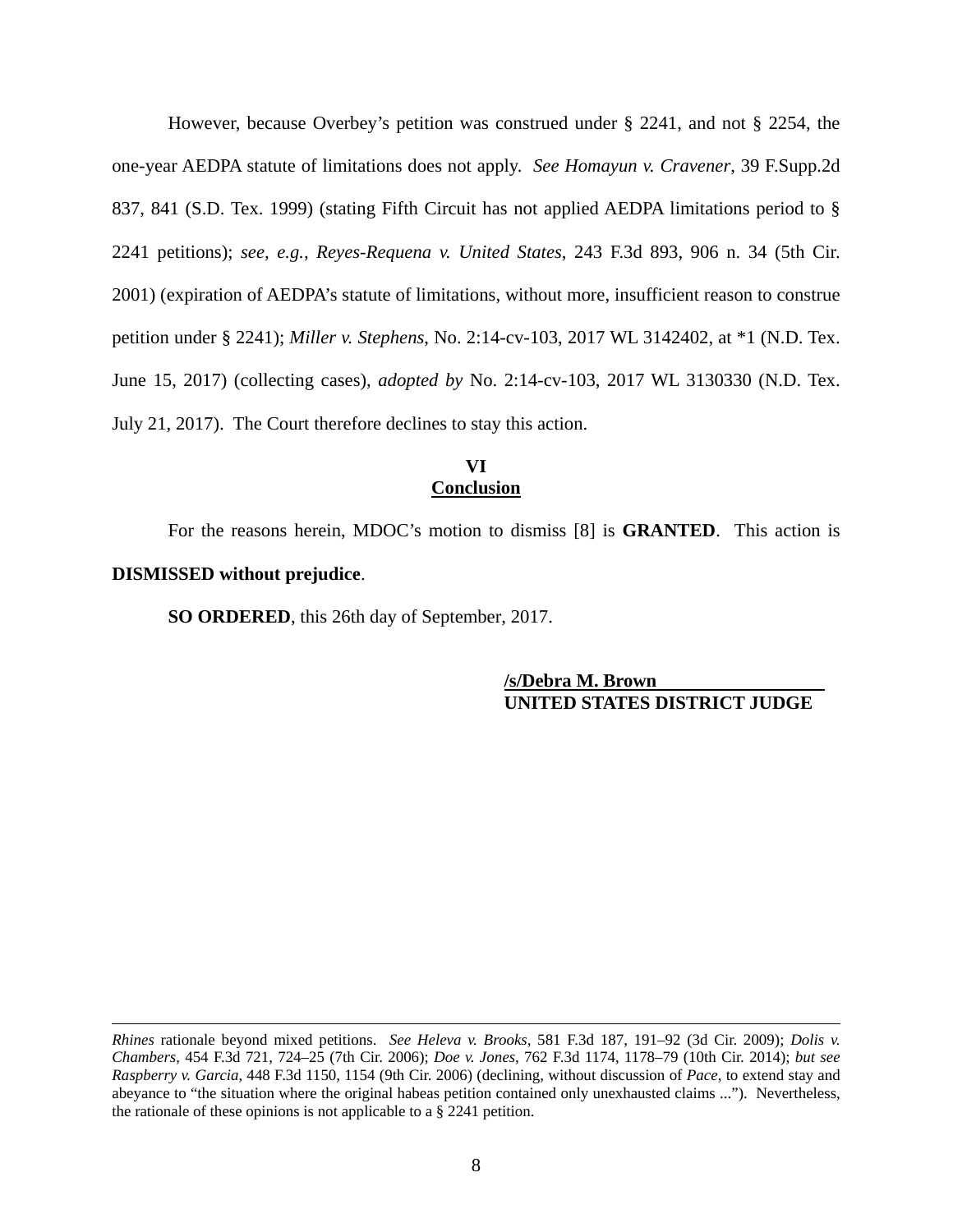However, because Overbey's petition was construed under § 2241, and not § 2254, the one-year AEDPA statute of limitations does not apply. *See Homayun v. Cravener*, 39 F.Supp.2d 837, 841 (S.D. Tex. 1999) (stating Fifth Circuit has not applied AEDPA limitations period to § 2241 petitions); *see, e.g.*, *Reyes-Requena v. United States*, 243 F.3d 893, 906 n. 34 (5th Cir. 2001) (expiration of AEDPA's statute of limitations, without more, insufficient reason to construe petition under § 2241); *Miller v. Stephens*, No. 2:14-cv-103, 2017 WL 3142402, at *1 (N.D. Tex. June 15, 2017) (collecting cases), *adopted by* No. 2:14-cv-103, 2017 WL 3130330 (N.D. Tex. July 21, 2017). The Court therefore declines to stay this action.

## VI
## Conclusion

For the reasons herein, MDOC's motion to dismiss [8] is **GRANTED**. This action is **DISMISSED without prejudice**.

**SO ORDERED**, this 26th day of September, 2017.

**/s/Debra M. Brown**
**UNITED STATES DISTRICT JUDGE**

---

*Rhines* rationale beyond mixed petitions. *See Heleva v. Brooks*, 581 F.3d 187, 191–92 (3d Cir. 2009); *Dolis v. Chambers*, 454 F.3d 721, 724–25 (7th Cir. 2006); *Doe v. Jones*, 762 F.3d 1174, 1178–79 (10th Cir. 2014); *but see Raspberry v. Garcia*, 448 F.3d 1150, 1154 (9th Cir. 2006) (declining, without discussion of *Pace*, to extend stay and abeyance to "the situation where the original habeas petition contained only unexhausted claims ..."). Nevertheless, the rationale of these opinions is not applicable to a § 2241 petition.